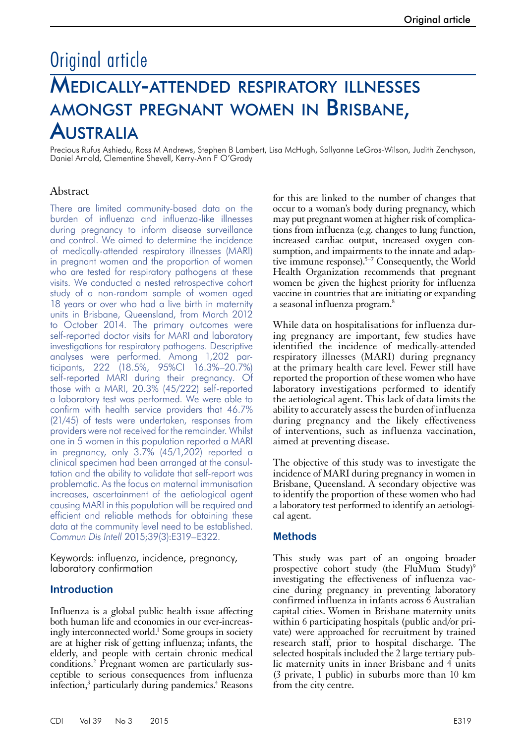# Original article

## Medically-attended respiratory illnesses amongst pregnant women in Brisbane, Australia

Precious Rufus Ashiedu, Ross M Andrews, Stephen B Lambert, Lisa McHugh, Sallyanne LeGros-Wilson, Judith Zenchyson, Daniel Arnold, Clementine Shevell, Kerry-Ann F O'Grady

### Abstract

There are limited community-based data on the burden of influenza and influenza-like illnesses during pregnancy to inform disease surveillance and control. We aimed to determine the incidence of medically-attended respiratory illnesses (MARI) in pregnant women and the proportion of women who are tested for respiratory pathogens at these visits. We conducted a nested retrospective cohort study of a non-random sample of women aged 18 years or over who had a live birth in maternity units in Brisbane, Queensland, from March 2012 to October 2014. The primary outcomes were self-reported doctor visits for MARI and laboratory investigations for respiratory pathogens. Descriptive analyses were performed. Among 1,202 participants, 222 (18.5%, 95%CI 16.3%–20.7%) self-reported MARI during their pregnancy. Of those with a MARI, 20.3% (45/222) self-reported a laboratory test was performed. We were able to confirm with health service providers that 46.7% (21/45) of tests were undertaken, responses from providers were not received for the remainder. Whilst one in 5 women in this population reported a MARI in pregnancy, only 3.7% (45/1,202) reported a clinical specimen had been arranged at the consultation and the ability to validate that self-report was problematic. As the focus on maternal immunisation increases, ascertainment of the aetiological agent causing MARI in this population will be required and efficient and reliable methods for obtaining these data at the community level need to be established. *Commun Dis Intell* 2015;39(3):E319–E322.

Keywords: influenza, incidence, pregnancy, laboratory confirmation

### Introduction

Influenza is a global public health issue affecting both human life and economies in our ever-increasingly interconnected world.[1] Some groups in society are at higher risk of getting influenza; infants, the elderly, and people with certain chronic medical conditions.[2] Pregnant women are particularly susceptible to serious consequences from influenza infection,[3] particularly during pandemics.[4] Reasons for this are linked to the number of changes that occur to a woman's body during pregnancy, which may put pregnant women at higher risk of complications from influenza (e.g. changes to lung function, increased cardiac output, increased oxygen consumption, and impairments to the innate and adaptive immune response).[5–7] Consequently, the World Health Organization recommends that pregnant women be given the highest priority for influenza vaccine in countries that are initiating or expanding a seasonal influenza program.[8]

While data on hospitalisations for influenza during pregnancy are important, few studies have identified the incidence of medically-attended respiratory illnesses (MARI) during pregnancy at the primary health care level. Fewer still have reported the proportion of these women who have laboratory investigations performed to identify the aetiological agent. This lack of data limits the ability to accurately assess the burden of influenza during pregnancy and the likely effectiveness of interventions, such as influenza vaccination, aimed at preventing disease.

The objective of this study was to investigate the incidence of MARI during pregnancy in women in Brisbane, Queensland. A secondary objective was to identify the proportion of these women who had a laboratory test performed to identify an aetiological agent.

### Methods

This study was part of an ongoing broader prospective cohort study (the FluMum Study)[9] investigating the effectiveness of influenza vaccine during pregnancy in preventing laboratory confirmed influenza in infants across 6 Australian capital cities. Women in Brisbane maternity units within 6 participating hospitals (public and/or private) were approached for recruitment by trained research staff, prior to hospital discharge. The selected hospitals included the 2 large tertiary public maternity units in inner Brisbane and 4 units (3 private, 1 public) in suburbs more than 10 km from the city centre.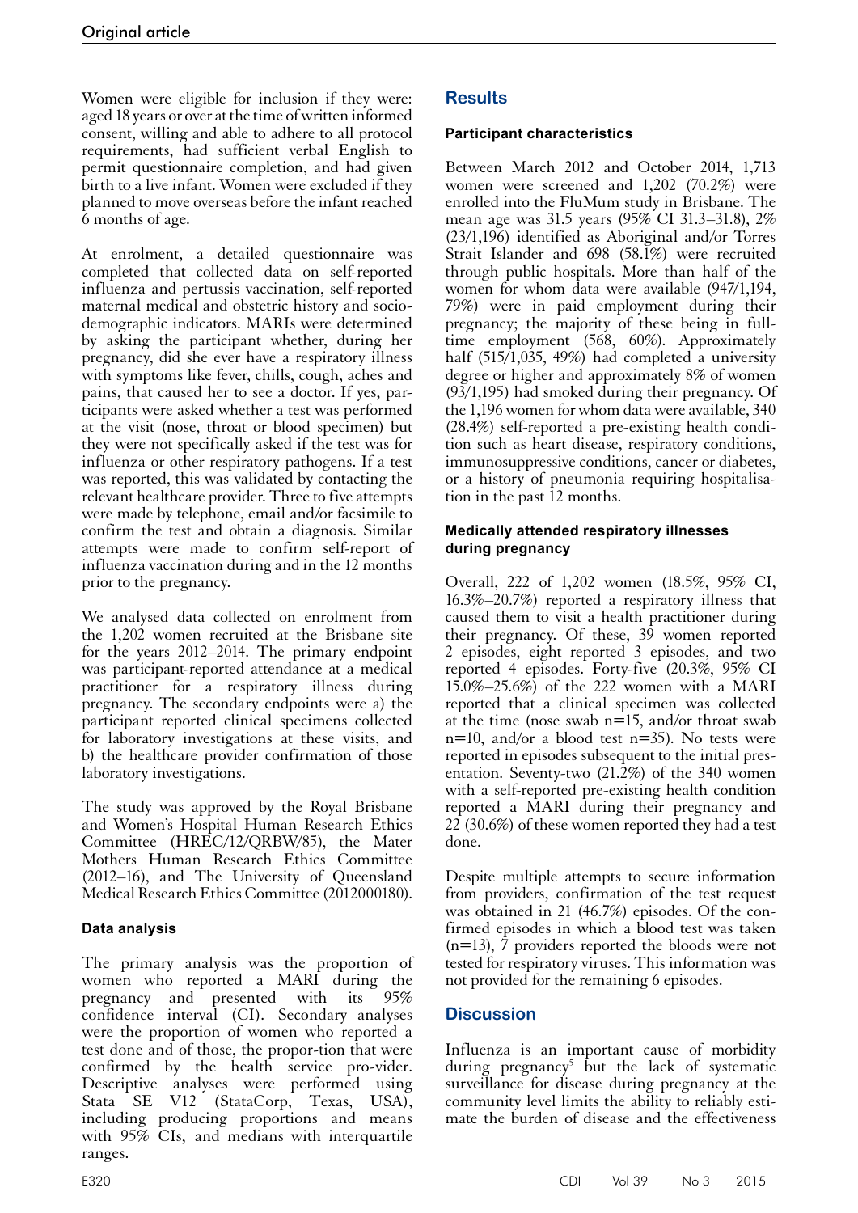Women were eligible for inclusion if they were: aged 18 years or over at the time of written informed consent, willing and able to adhere to all protocol requirements, had sufficient verbal English to permit questionnaire completion, and had given birth to a live infant. Women were excluded if they planned to move overseas before the infant reached 6 months of age.

At enrolment, a detailed questionnaire was completed that collected data on self-reported influenza and pertussis vaccination, self-reported maternal medical and obstetric history and socio-demographic indicators. MARIs were determined by asking the participant whether, during her pregnancy, did she ever have a respiratory illness with symptoms like fever, chills, cough, aches and pains, that caused her to see a doctor. If yes, participants were asked whether a test was performed at the visit (nose, throat or blood specimen) but they were not specifically asked if the test was for influenza or other respiratory pathogens. If a test was reported, this was validated by contacting the relevant healthcare provider. Three to five attempts were made by telephone, email and/or facsimile to confirm the test and obtain a diagnosis. Similar attempts were made to confirm self-report of influenza vaccination during and in the 12 months prior to the pregnancy.

We analysed data collected on enrolment from the 1,202 women recruited at the Brisbane site for the years 2012–2014. The primary endpoint was participant-reported attendance at a medical practitioner for a respiratory illness during pregnancy. The secondary endpoints were a) the participant reported clinical specimens collected for laboratory investigations at these visits, and b) the healthcare provider confirmation of those laboratory investigations.

The study was approved by the Royal Brisbane and Women's Hospital Human Research Ethics Committee (HREC/12/QRBW/85), the Mater Mothers Human Research Ethics Committee (2012–16), and The University of Queensland Medical Research Ethics Committee (2012000180).

### Data analysis

The primary analysis was the proportion of women who reported a MARI during the pregnancy and presented with its 95% confidence interval (CI). Secondary analyses were the proportion of women who reported a test done and of those, the propor-tion that were confirmed by the health service pro-vider. Descriptive analyses were performed using Stata SE V12 (StataCorp, Texas, USA), including producing proportions and means with 95% CIs, and medians with interquartile ranges.

## Results

### Participant characteristics

Between March 2012 and October 2014, 1,713 women were screened and 1,202 (70.2%) were enrolled into the FluMum study in Brisbane. The mean age was 31.5 years (95% CI 31.3–31.8), 2% (23/1,196) identified as Aboriginal and/or Torres Strait Islander and 698 (58.1%) were recruited through public hospitals. More than half of the women for whom data were available (947/1,194, 79%) were in paid employment during their pregnancy; the majority of these being in full-time employment (568, 60%). Approximately half (515/1,035, 49%) had completed a university degree or higher and approximately 8% of women (93/1,195) had smoked during their pregnancy. Of the 1,196 women for whom data were available, 340 (28.4%) self-reported a pre-existing health condition such as heart disease, respiratory conditions, immunosuppressive conditions, cancer or diabetes, or a history of pneumonia requiring hospitalisation in the past 12 months.

### Medically attended respiratory illnesses during pregnancy

Overall, 222 of 1,202 women (18.5%, 95% CI, 16.3%–20.7%) reported a respiratory illness that caused them to visit a health practitioner during their pregnancy. Of these, 39 women reported 2 episodes, eight reported 3 episodes, and two reported 4 episodes. Forty-five (20.3%, 95% CI 15.0%–25.6%) of the 222 women with a MARI reported that a clinical specimen was collected at the time (nose swab n=15, and/or throat swab n=10, and/or a blood test n=35). No tests were reported in episodes subsequent to the initial presentation. Seventy-two (21.2%) of the 340 women with a self-reported pre-existing health condition reported a MARI during their pregnancy and 22 (30.6%) of these women reported they had a test done.

Despite multiple attempts to secure information from providers, confirmation of the test request was obtained in 21 (46.7%) episodes. Of the confirmed episodes in which a blood test was taken (n=13), 7 providers reported the bloods were not tested for respiratory viruses. This information was not provided for the remaining 6 episodes.

## Discussion

Influenza is an important cause of morbidity during pregnancy[5] but the lack of systematic surveillance for disease during pregnancy at the community level limits the ability to reliably estimate the burden of disease and the effectiveness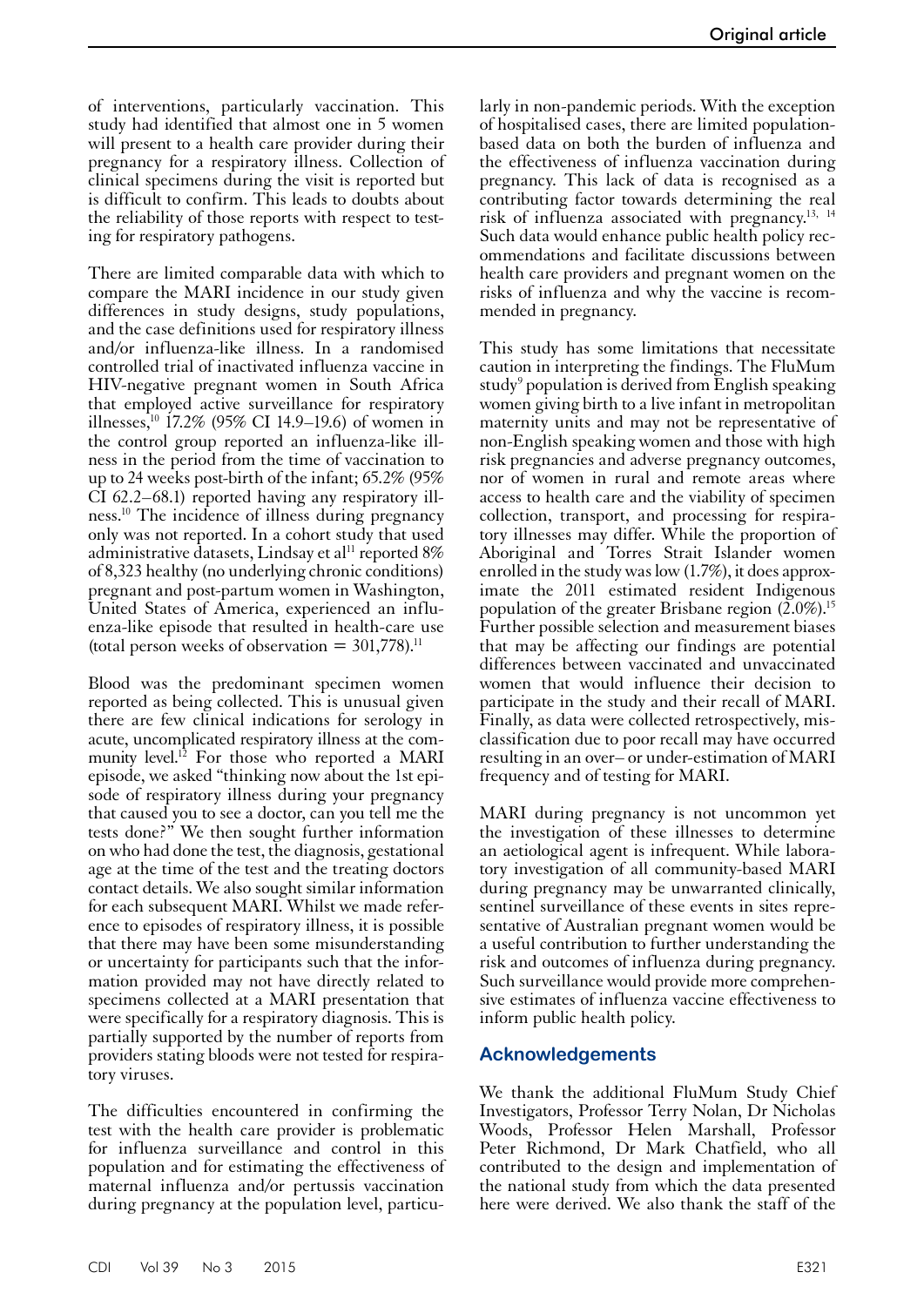of interventions, particularly vaccination. This study had identified that almost one in 5 women will present to a health care provider during their pregnancy for a respiratory illness. Collection of clinical specimens during the visit is reported but is difficult to confirm. This leads to doubts about the reliability of those reports with respect to testing for respiratory pathogens.

There are limited comparable data with which to compare the MARI incidence in our study given differences in study designs, study populations, and the case definitions used for respiratory illness and/or influenza-like illness. In a randomised controlled trial of inactivated influenza vaccine in HIV-negative pregnant women in South Africa that employed active surveillance for respiratory illnesses,[10] 17.2% (95% CI 14.9–19.6) of women in the control group reported an influenza-like illness in the period from the time of vaccination to up to 24 weeks post-birth of the infant; 65.2% (95% CI 62.2–68.1) reported having any respiratory illness.[10] The incidence of illness during pregnancy only was not reported. In a cohort study that used administrative datasets, Lindsay et al[11] reported 8% of 8,323 healthy (no underlying chronic conditions) pregnant and post-partum women in Washington, United States of America, experienced an influenza-like episode that resulted in health-care use (total person weeks of observation = 301,778).[11]

Blood was the predominant specimen women reported as being collected. This is unusual given there are few clinical indications for serology in acute, uncomplicated respiratory illness at the community level.[12] For those who reported a MARI episode, we asked "thinking now about the 1st episode of respiratory illness during your pregnancy that caused you to see a doctor, can you tell me the tests done?" We then sought further information on who had done the test, the diagnosis, gestational age at the time of the test and the treating doctors contact details. We also sought similar information for each subsequent MARI. Whilst we made reference to episodes of respiratory illness, it is possible that there may have been some misunderstanding or uncertainty for participants such that the information provided may not have directly related to specimens collected at a MARI presentation that were specifically for a respiratory diagnosis. This is partially supported by the number of reports from providers stating bloods were not tested for respiratory viruses.

The difficulties encountered in confirming the test with the health care provider is problematic for influenza surveillance and control in this population and for estimating the effectiveness of maternal influenza and/or pertussis vaccination during pregnancy at the population level, particularly in non-pandemic periods. With the exception of hospitalised cases, there are limited population-based data on both the burden of influenza and the effectiveness of influenza vaccination during pregnancy. This lack of data is recognised as a contributing factor towards determining the real risk of influenza associated with pregnancy.[13, 14] Such data would enhance public health policy recommendations and facilitate discussions between health care providers and pregnant women on the risks of influenza and why the vaccine is recommended in pregnancy.

This study has some limitations that necessitate caution in interpreting the findings. The FluMum study[9] population is derived from English speaking women giving birth to a live infant in metropolitan maternity units and may not be representative of non-English speaking women and those with high risk pregnancies and adverse pregnancy outcomes, nor of women in rural and remote areas where access to health care and the viability of specimen collection, transport, and processing for respiratory illnesses may differ. While the proportion of Aboriginal and Torres Strait Islander women enrolled in the study was low (1.7%), it does approximate the 2011 estimated resident Indigenous population of the greater Brisbane region (2.0%).[15] Further possible selection and measurement biases that may be affecting our findings are potential differences between vaccinated and unvaccinated women that would influence their decision to participate in the study and their recall of MARI. Finally, as data were collected retrospectively, misclassification due to poor recall may have occurred resulting in an over– or under-estimation of MARI frequency and of testing for MARI.

MARI during pregnancy is not uncommon yet the investigation of these illnesses to determine an aetiological agent is infrequent. While laboratory investigation of all community-based MARI during pregnancy may be unwarranted clinically, sentinel surveillance of these events in sites representative of Australian pregnant women would be a useful contribution to further understanding the risk and outcomes of influenza during pregnancy. Such surveillance would provide more comprehensive estimates of influenza vaccine effectiveness to inform public health policy.

## Acknowledgements

We thank the additional FluMum Study Chief Investigators, Professor Terry Nolan, Dr Nicholas Woods, Professor Helen Marshall, Professor Peter Richmond, Dr Mark Chatfield, who all contributed to the design and implementation of the national study from which the data presented here were derived. We also thank the staff of the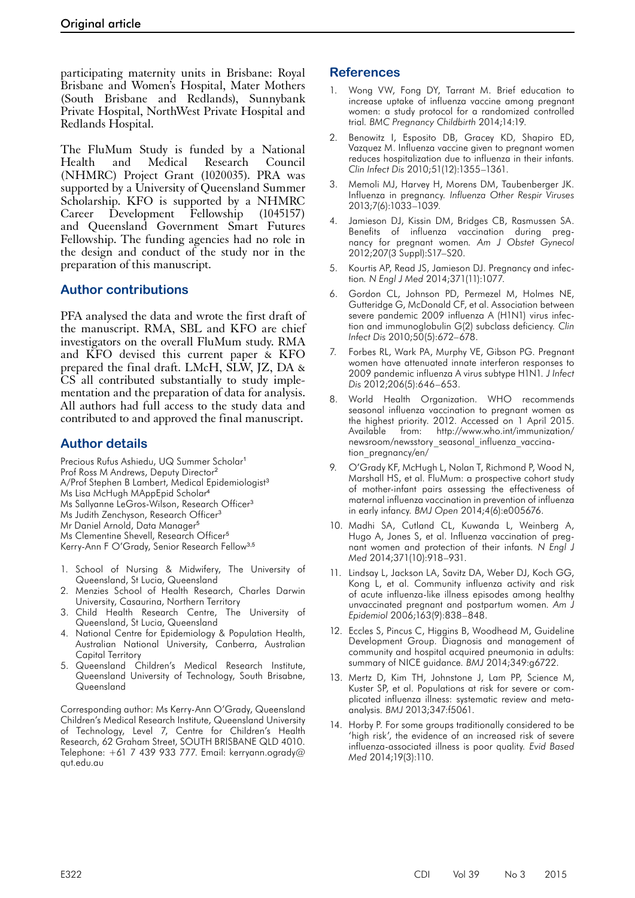participating maternity units in Brisbane: Royal Brisbane and Women's Hospital, Mater Mothers (South Brisbane and Redlands), Sunnybank Private Hospital, NorthWest Private Hospital and Redlands Hospital.

The FluMum Study is funded by a National Health and Medical Research Council (NHMRC) Project Grant (1020035). PRA was supported by a University of Queensland Summer Scholarship. KFO is supported by a NHMRC Career Development Fellowship (1045157) and Queensland Government Smart Futures Fellowship. The funding agencies had no role in the design and conduct of the study nor in the preparation of this manuscript.

## Author contributions

PFA analysed the data and wrote the first draft of the manuscript. RMA, SBL and KFO are chief investigators on the overall FluMum study. RMA and KFO devised this current paper & KFO prepared the final draft. LMcH, SLW, JZ, DA & CS all contributed substantially to study implementation and the preparation of data for analysis. All authors had full access to the study data and contributed to and approved the final manuscript.

## Author details

Precious Rufus Ashiedu, UQ Summer Scholar[1]
Prof Ross M Andrews, Deputy Director[2]
A/Prof Stephen B Lambert, Medical Epidemiologist[3]
Ms Lisa McHugh MAppEpid Scholar[4]
Ms Sallyanne LeGros-Wilson, Research Officer[3]
Ms Judith Zenchyson, Research Officer[3]
Mr Daniel Arnold, Data Manager[5]
Ms Clementine Shevell, Research Officer[5]
Kerry-Ann F O'Grady, Senior Research Fellow[3,5]

1. School of Nursing & Midwifery, The University of Queensland, St Lucia, Queensland
2. Menzies School of Health Research, Charles Darwin University, Casaurina, Northern Territory
3. Child Health Research Centre, The University of Queensland, St Lucia, Queensland
4. National Centre for Epidemiology & Population Health, Australian National University, Canberra, Australian Capital Territory
5. Queensland Children's Medical Research Institute, Queensland University of Technology, South Brisabne, Queensland

Corresponding author: Ms Kerry-Ann O'Grady, Queensland Children's Medical Research Institute, Queensland University of Technology, Level 7, Centre for Children's Health Research, 62 Graham Street, SOUTH BRISBANE QLD 4010. Telephone: +61 7 439 933 777. Email: kerryann.ogrady@qut.edu.au

## References

1. Wong VW, Fong DY, Tarrant M. Brief education to increase uptake of influenza vaccine among pregnant women: a study protocol for a randomized controlled trial. *BMC Pregnancy Childbirth* 2014;14:19.
2. Benowitz I, Esposito DB, Gracey KD, Shapiro ED, Vazquez M. Influenza vaccine given to pregnant women reduces hospitalization due to influenza in their infants. *Clin Infect Dis* 2010;51(12):1355–1361.
3. Memoli MJ, Harvey H, Morens DM, Taubenberger JK. Influenza in pregnancy. *Influenza Other Respir Viruses* 2013;7(6):1033–1039.
4. Jamieson DJ, Kissin DM, Bridges CB, Rasmussen SA. Benefits of influenza vaccination during pregnancy for pregnant women. *Am J Obstet Gynecol* 2012;207(3 Suppl):S17–S20.
5. Kourtis AP, Read JS, Jamieson DJ. Pregnancy and infection. *N Engl J Med* 2014;371(11):1077.
6. Gordon CL, Johnson PD, Permezel M, Holmes NE, Gutteridge G, McDonald CF, et al. Association between severe pandemic 2009 influenza A (H1N1) virus infection and immunoglobulin G(2) subclass deficiency. *Clin Infect Dis* 2010;50(5):672–678.
7. Forbes RL, Wark PA, Murphy VE, Gibson PG. Pregnant women have attenuated innate interferon responses to 2009 pandemic influenza A virus subtype H1N1. *J Infect Dis* 2012;206(5):646–653.
8. World Health Organization. WHO recommends seasonal influenza vaccination to pregnant women as the highest priority. 2012. Accessed on 1 April 2015. Available from: http://www.who.int/immunization/newsroom/newsstory_seasonal_influenza_vaccination_pregnancy/en/
9. O'Grady KF, McHugh L, Nolan T, Richmond P, Wood N, Marshall HS, et al. FluMum: a prospective cohort study of mother-infant pairs assessing the effectiveness of maternal influenza vaccination in prevention of influenza in early infancy. *BMJ Open* 2014;4(6):e005676.
10. Madhi SA, Cutland CL, Kuwanda L, Weinberg A, Hugo A, Jones S, et al. Influenza vaccination of pregnant women and protection of their infants. *N Engl J Med* 2014;371(10):918–931.
11. Lindsay L, Jackson LA, Savitz DA, Weber DJ, Koch GG, Kong L, et al. Community influenza activity and risk of acute influenza-like illness episodes among healthy unvaccinated pregnant and postpartum women. *Am J Epidemiol* 2006;163(9):838–848.
12. Eccles S, Pincus C, Higgins B, Woodhead M, Guideline Development Group. Diagnosis and management of community and hospital acquired pneumonia in adults: summary of NICE guidance. *BMJ* 2014;349:g6722.
13. Mertz D, Kim TH, Johnstone J, Lam PP, Science M, Kuster SP, et al. Populations at risk for severe or complicated influenza illness: systematic review and meta-analysis. *BMJ* 2013;347:f5061.
14. Horby P. For some groups traditionally considered to be 'high risk', the evidence of an increased risk of severe influenza-associated illness is poor quality. *Evid Based Med* 2014;19(3):110.